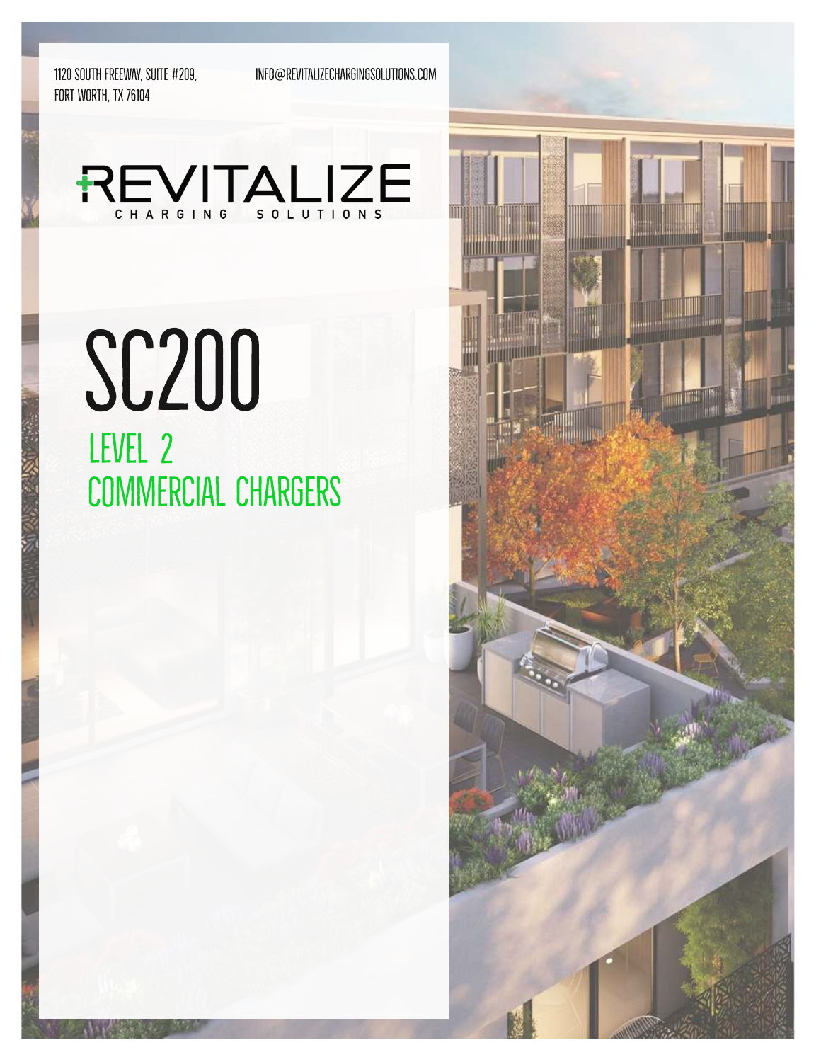1120 SOUTH FREEWAY, SUITE #209,
FORT WORTH, TX 76104

INFO@REVITALIZECHARGINGSOLUTIONS.COM

REVITALIZE
CHARGING SOLUTIONS

# SC200

## LEVEL 2
## COMMERCIAL CHARGERS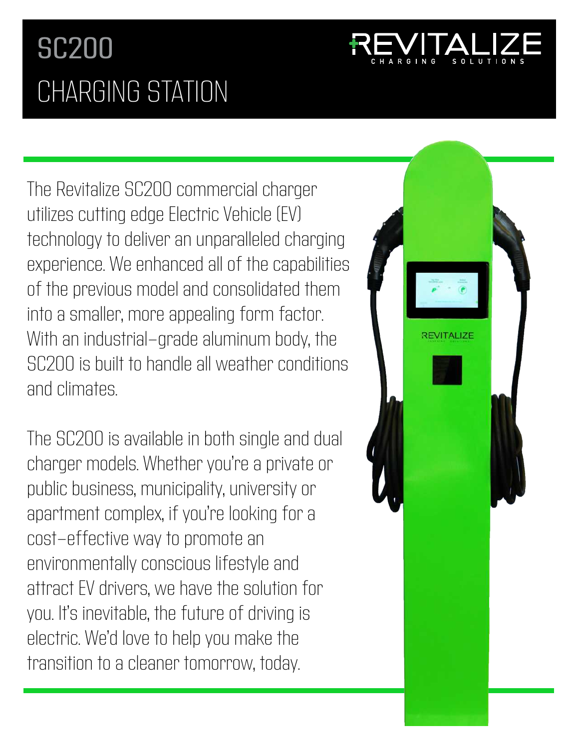# SC200 CHARGING STATION

REVITALIZE CHARGING SOLUTIONS

The Revitalize SC200 commercial charger utilizes cutting edge Electric Vehicle (EV) technology to deliver an unparalleled charging experience. We enhanced all of the capabilities of the previous model and consolidated them into a smaller, more appealing form factor. With an industrial-grade aluminum body, the SC200 is built to handle all weather conditions and climates.

The SC200 is available in both single and dual charger models. Whether you're a private or public business, municipality, university or apartment complex, if you're looking for a cost-effective way to promote an environmentally conscious lifestyle and attract EV drivers, we have the solution for you. It's inevitable, the future of driving is electric. We'd love to help you make the transition to a cleaner tomorrow, today.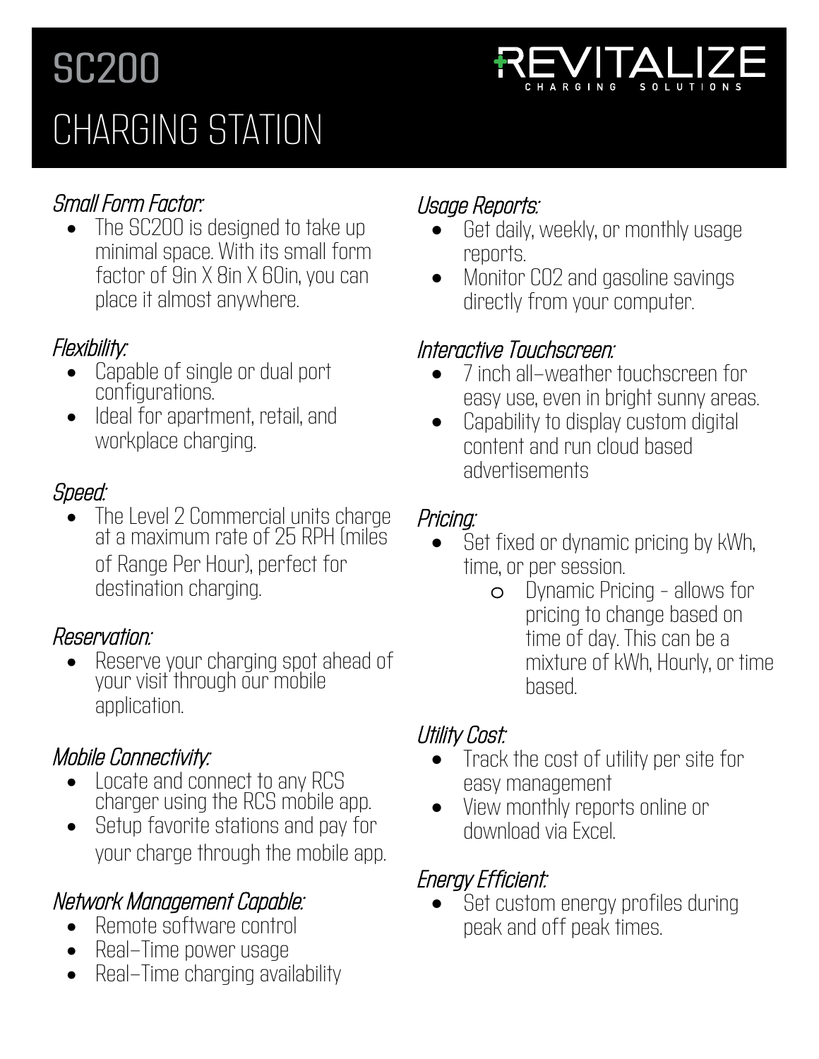# SC200

# CHARGING STATION

REVITALIZE CHARGING SOLUTIONS

*Small Form Factor:*

- The SC200 is designed to take up minimal space. With its small form factor of 9in X 8in X 60in, you can place it almost anywhere.

*Flexibility:*

- Capable of single or dual port configurations.
- Ideal for apartment, retail, and workplace charging.

*Speed:*

- The Level 2 Commercial units charge at a maximum rate of 25 RPH (miles of Range Per Hour), perfect for destination charging.

*Reservation:*

- Reserve your charging spot ahead of your visit through our mobile application.

*Mobile Connectivity:*

- Locate and connect to any RCS charger using the RCS mobile app.
- Setup favorite stations and pay for your charge through the mobile app.

*Network Management Capable:*

- Remote software control
- Real-Time power usage
- Real-Time charging availability

*Usage Reports:*

- Get daily, weekly, or monthly usage reports.
- Monitor $CO_2$ and gasoline savings directly from your computer.

*Interactive Touchscreen:*

- 7 inch all-weather touchscreen for easy use, even in bright sunny areas.
- Capability to display custom digital content and run cloud based advertisements

*Pricing:*

- Set fixed or dynamic pricing by kWh, time, or per session.
  - Dynamic Pricing - allows for pricing to change based on time of day. This can be a mixture of kWh, Hourly, or time based.

*Utility Cost:*

- Track the cost of utility per site for easy management
- View monthly reports online or download via Excel.

*Energy Efficient:*

- Set custom energy profiles during peak and off peak times.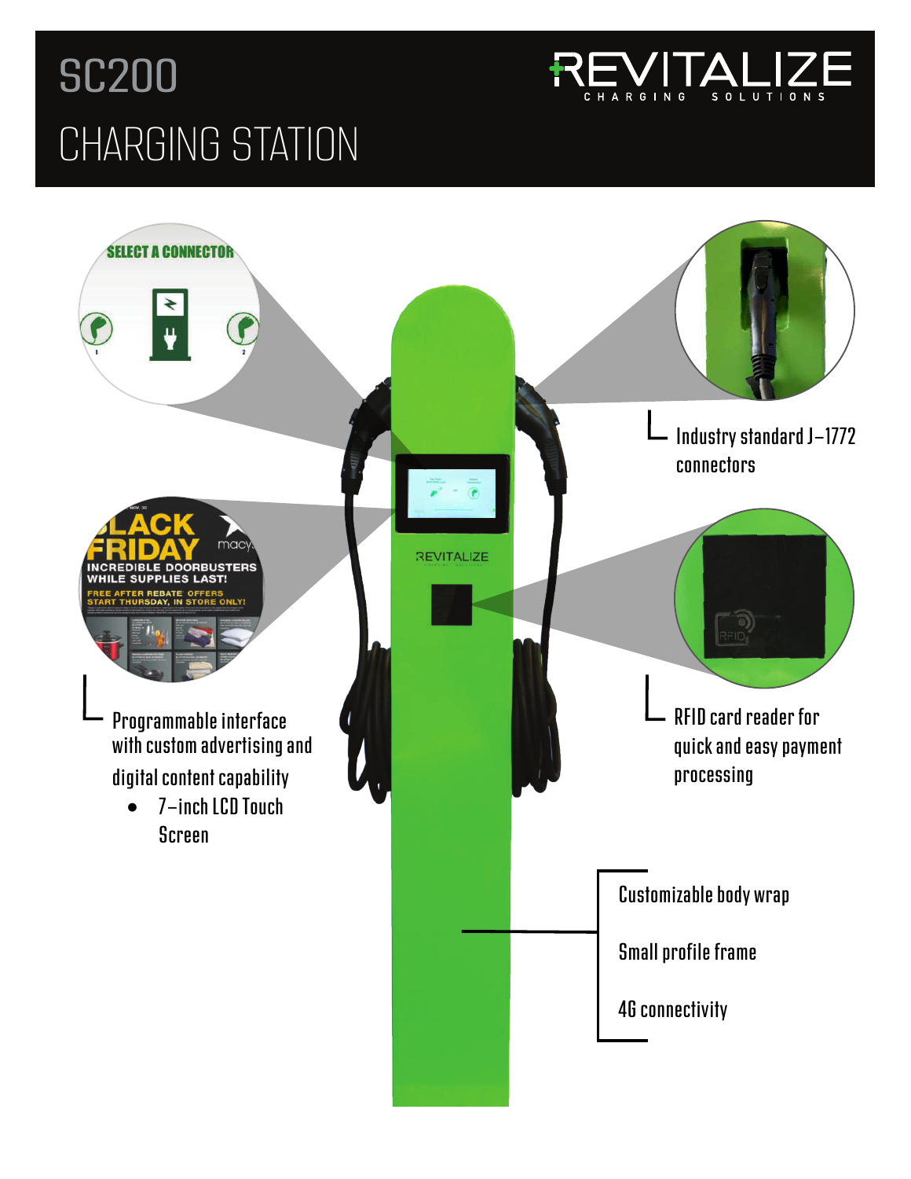# SC200

# CHARGING STATION

REVITALIZE CHARGING SOLUTIONS

Industry standard J–1772 connectors

Programmable interface with custom advertising and digital content capability

- 7–inch LCD Touch Screen

RFID card reader for quick and easy payment processing

Customizable body wrap

Small profile frame

4G connectivity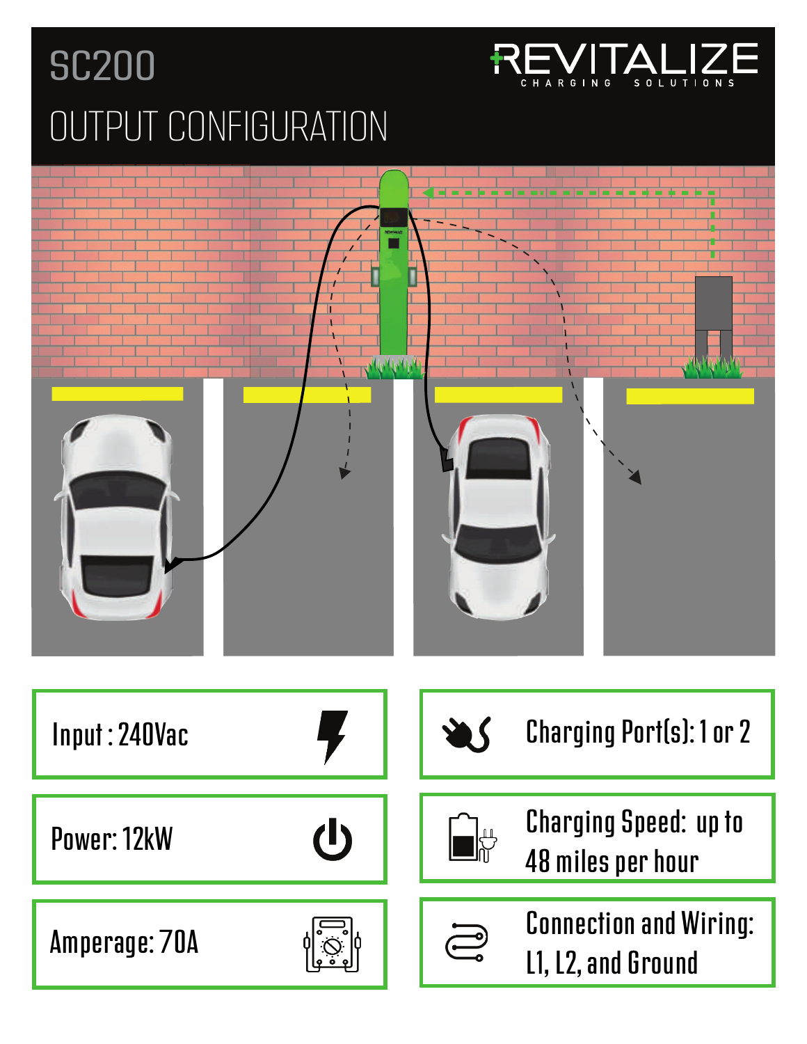# SC200

## OUTPUT CONFIGURATION

REVITALIZE
CHARGING SOLUTIONS

Input : 240Vac

Power: 12kW

Amperage: 70A

Charging Port(s): 1 or 2

Charging Speed: up to 48 miles per hour

Connection and Wiring: L1, L2, and Ground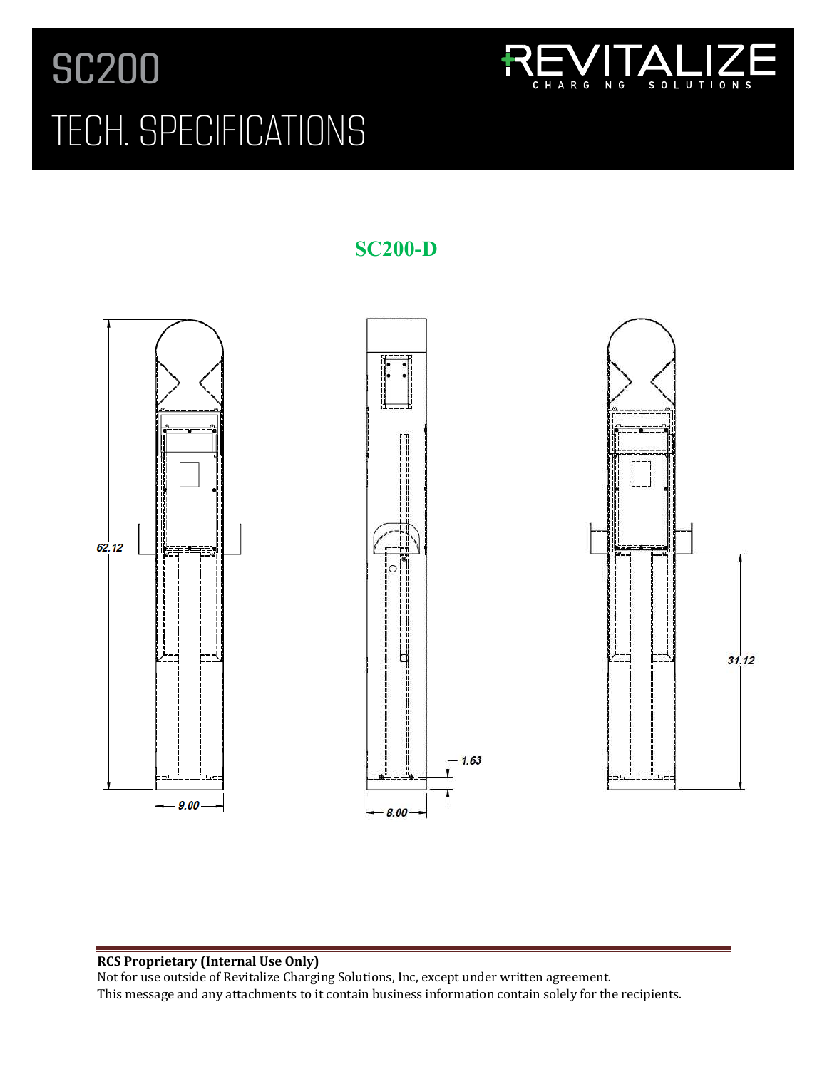# SC200

# TECH. SPECIFICATIONS

REVITALIZE CHARGING SOLUTIONS

## SC200-D

62.12

9.00

8.00

1.63

31.12

**RCS Proprietary (Internal Use Only)**
Not for use outside of Revitalize Charging Solutions, Inc, except under written agreement.
This message and any attachments to it contain business information contain solely for the recipients.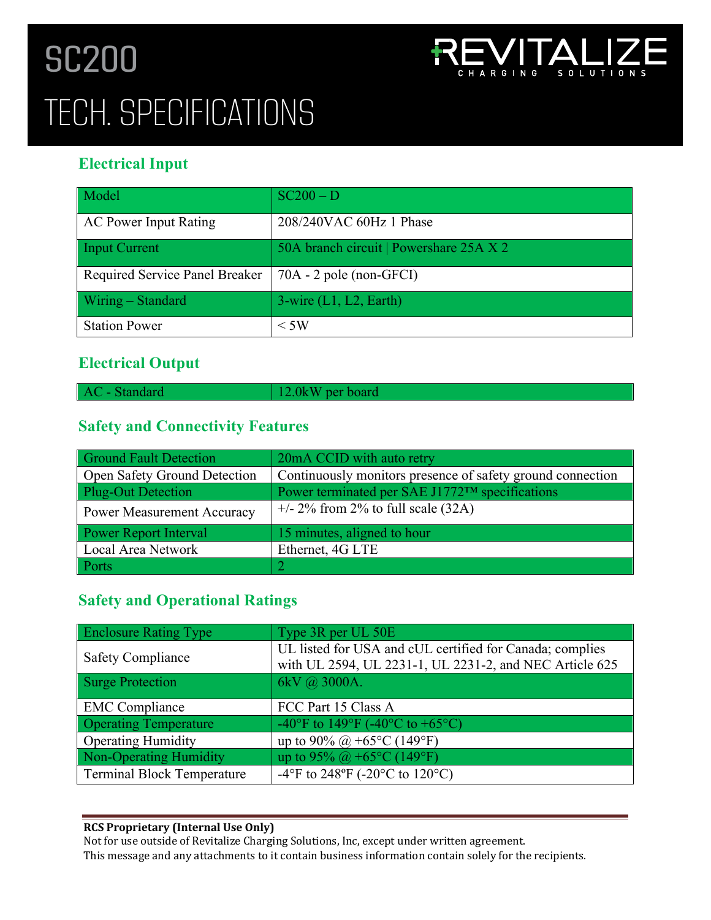# SC200

# TECH. SPECIFICATIONS

REVITALIZE CHARGING SOLUTIONS

## Electrical Input

| Model | SC200 – D |
|---|---|
| AC Power Input Rating | 208/240VAC 60Hz 1 Phase |
| Input Current | 50A branch circuit \| Powershare 25A X 2 |
| Required Service Panel Breaker | 70A - 2 pole (non-GFCI) |
| Wiring – Standard | 3-wire (L1, L2, Earth) |
| Station Power | < 5W |

## Electrical Output

| AC - Standard | 12.0kW per board |
|---|---|

## Safety and Connectivity Features

| Ground Fault Detection | 20mA CCID with auto retry |
|---|---|
| Open Safety Ground Detection | Continuously monitors presence of safety ground connection |
| Plug-Out Detection | Power terminated per SAE J1772™ specifications |
| Power Measurement Accuracy | +/- 2% from 2% to full scale (32A) |
| Power Report Interval | 15 minutes, aligned to hour |
| Local Area Network | Ethernet, 4G LTE |
| Ports | 2 |

## Safety and Operational Ratings

| Enclosure Rating Type | Type 3R per UL 50E |
|---|---|
| Safety Compliance | UL listed for USA and cUL certified for Canada; complies with UL 2594, UL 2231-1, UL 2231-2, and NEC Article 625 |
| Surge Protection | 6kV @ 3000A. |
| EMC Compliance | FCC Part 15 Class A |
| Operating Temperature | -40°F to 149°F (-40°C to +65°C) |
| Operating Humidity | up to 90% @ +65°C (149°F) |
| Non-Operating Humidity | up to 95% @ +65°C (149°F) |
| Terminal Block Temperature | -4°F to 248ºF (-20°C to 120°C) |

**RCS Proprietary (Internal Use Only)**
Not for use outside of Revitalize Charging Solutions, Inc, except under written agreement.
This message and any attachments to it contain business information contain solely for the recipients.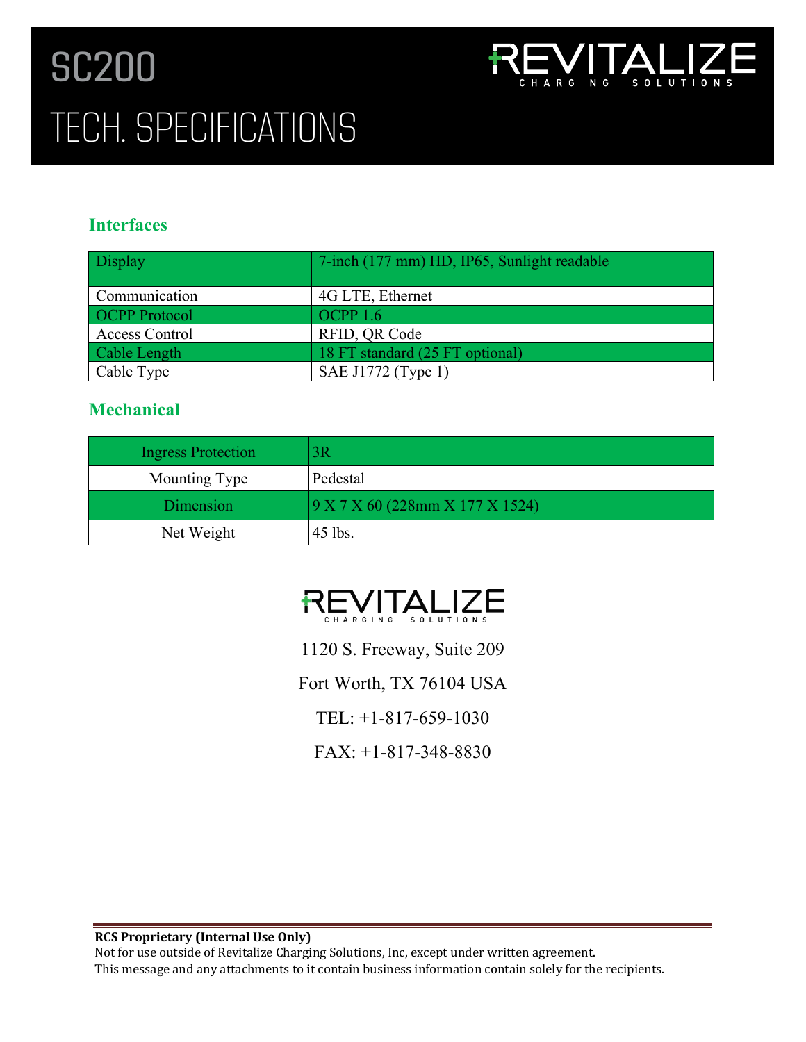# SC200

# TECH. SPECIFICATIONS

REVITALIZE CHARGING SOLUTIONS

## Interfaces

| | |
|---|---|
| Display | 7-inch (177 mm) HD, IP65, Sunlight readable |
| Communication | 4G LTE, Ethernet |
| OCPP Protocol | OCPP 1.6 |
| Access Control | RFID, QR Code |
| Cable Length | 18 FT standard (25 FT optional) |
| Cable Type | SAE J1772 (Type 1) |

## Mechanical

| | |
|---|---|
| Ingress Protection | 3R |
| Mounting Type | Pedestal |
| Dimension | 9 X 7 X 60 (228mm X 177 X 1524) |
| Net Weight | 45 lbs. |

REVITALIZE CHARGING SOLUTIONS

1120 S. Freeway, Suite 209

Fort Worth, TX 76104 USA

TEL: +1-817-659-1030

FAX: +1-817-348-8830

**RCS Proprietary (Internal Use Only)**
Not for use outside of Revitalize Charging Solutions, Inc, except under written agreement.
This message and any attachments to it contain business information contain solely for the recipients.